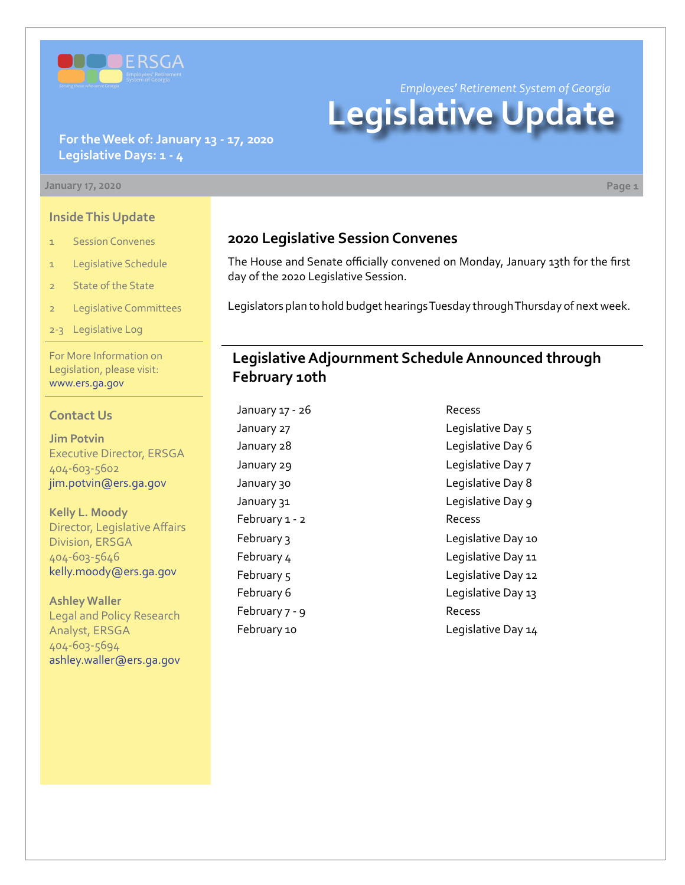Employees' Retirement System of Georgia

# Legislative Update

**For the Week of: January 13 - 17, 2020**
**Legislative Days: 1 - 4**

January 17, 2020

## Inside This Update

- 1 Session Convenes
- 1 Legislative Schedule
- 2 State of the State
- 2 Legislative Committees
- 2-3 Legislative Log

For More Information on Legislation, please visit: www.ers.ga.gov

## Contact Us

**Jim Potvin**
Executive Director, ERSGA
404-603-5602
jim.potvin@ers.ga.gov

**Kelly L. Moody**
Director, Legislative Affairs Division, ERSGA
404-603-5646
kelly.moody@ers.ga.gov

**Ashley Waller**
Legal and Policy Research Analyst, ERSGA
404-603-5694
ashley.waller@ers.ga.gov

## 2020 Legislative Session Convenes

The House and Senate officially convened on Monday, January 13th for the first day of the 2020 Legislative Session.

Legislators plan to hold budget hearings Tuesday through Thursday of next week.

## Legislative Adjournment Schedule Announced through February 10th

| Date | Schedule |
|---|---|
| January 17 - 26 | Recess |
| January 27 | Legislative Day 5 |
| January 28 | Legislative Day 6 |
| January 29 | Legislative Day 7 |
| January 30 | Legislative Day 8 |
| January 31 | Legislative Day 9 |
| February 1 - 2 | Recess |
| February 3 | Legislative Day 10 |
| February 4 | Legislative Day 11 |
| February 5 | Legislative Day 12 |
| February 6 | Legislative Day 13 |
| February 7 - 9 | Recess |
| February 10 | Legislative Day 14 |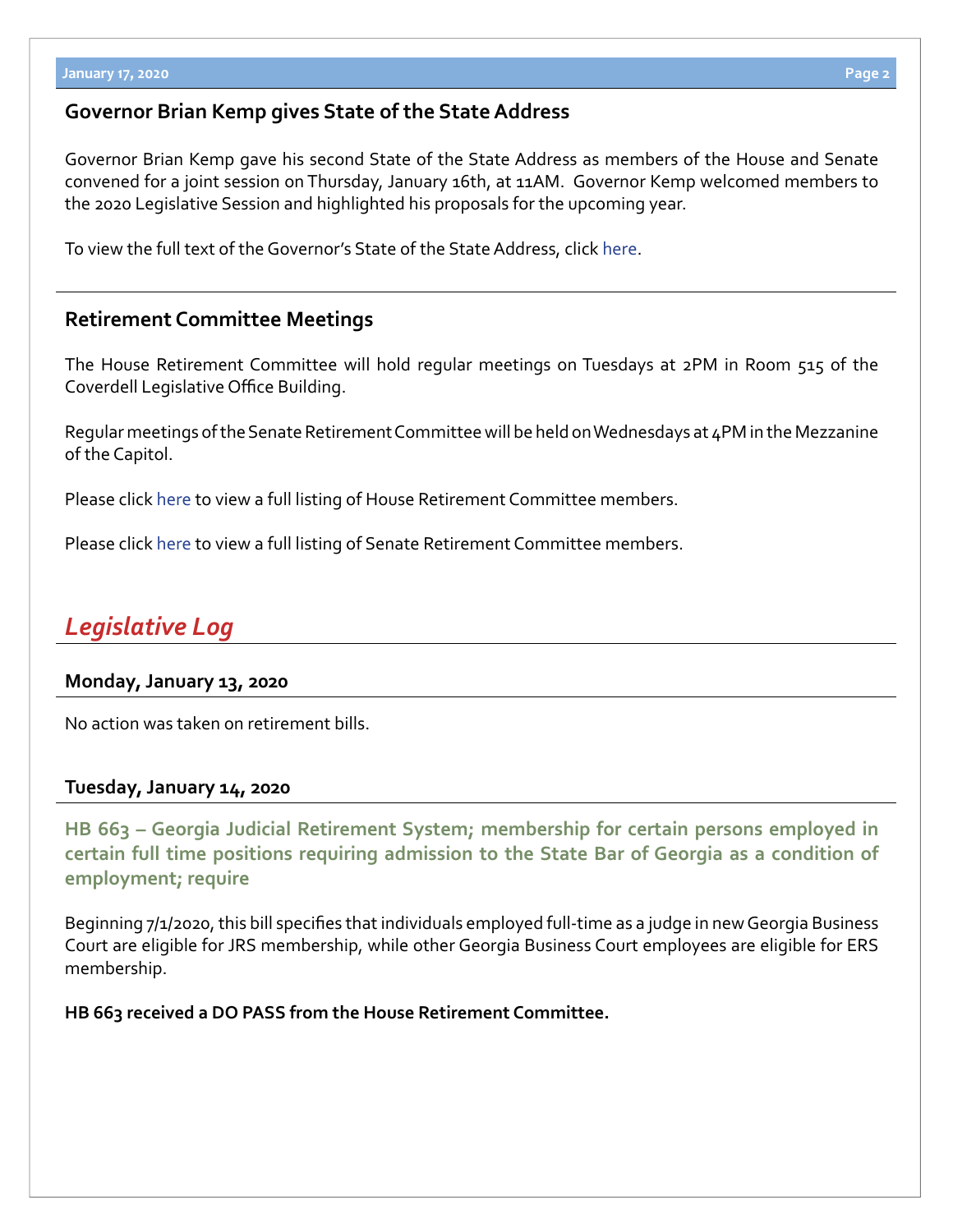## Governor Brian Kemp gives State of the State Address

Governor Brian Kemp gave his second State of the State Address as members of the House and Senate convened for a joint session on Thursday, January 16th, at 11AM. Governor Kemp welcomed members to the 2020 Legislative Session and highlighted his proposals for the upcoming year.

To view the full text of the Governor's State of the State Address, click here.

---

## Retirement Committee Meetings

The House Retirement Committee will hold regular meetings on Tuesdays at 2PM in Room 515 of the Coverdell Legislative Office Building.

Regular meetings of the Senate Retirement Committee will be held on Wednesdays at 4PM in the Mezzanine of the Capitol.

Please click here to view a full listing of House Retirement Committee members.

Please click here to view a full listing of Senate Retirement Committee members.

# *Legislative Log*

### Monday, January 13, 2020

No action was taken on retirement bills.

### Tuesday, January 14, 2020

### HB 663 – Georgia Judicial Retirement System; membership for certain persons employed in certain full time positions requiring admission to the State Bar of Georgia as a condition of employment; require

Beginning 7/1/2020, this bill specifies that individuals employed full-time as a judge in new Georgia Business Court are eligible for JRS membership, while other Georgia Business Court employees are eligible for ERS membership.

**HB 663 received a DO PASS from the House Retirement Committee.**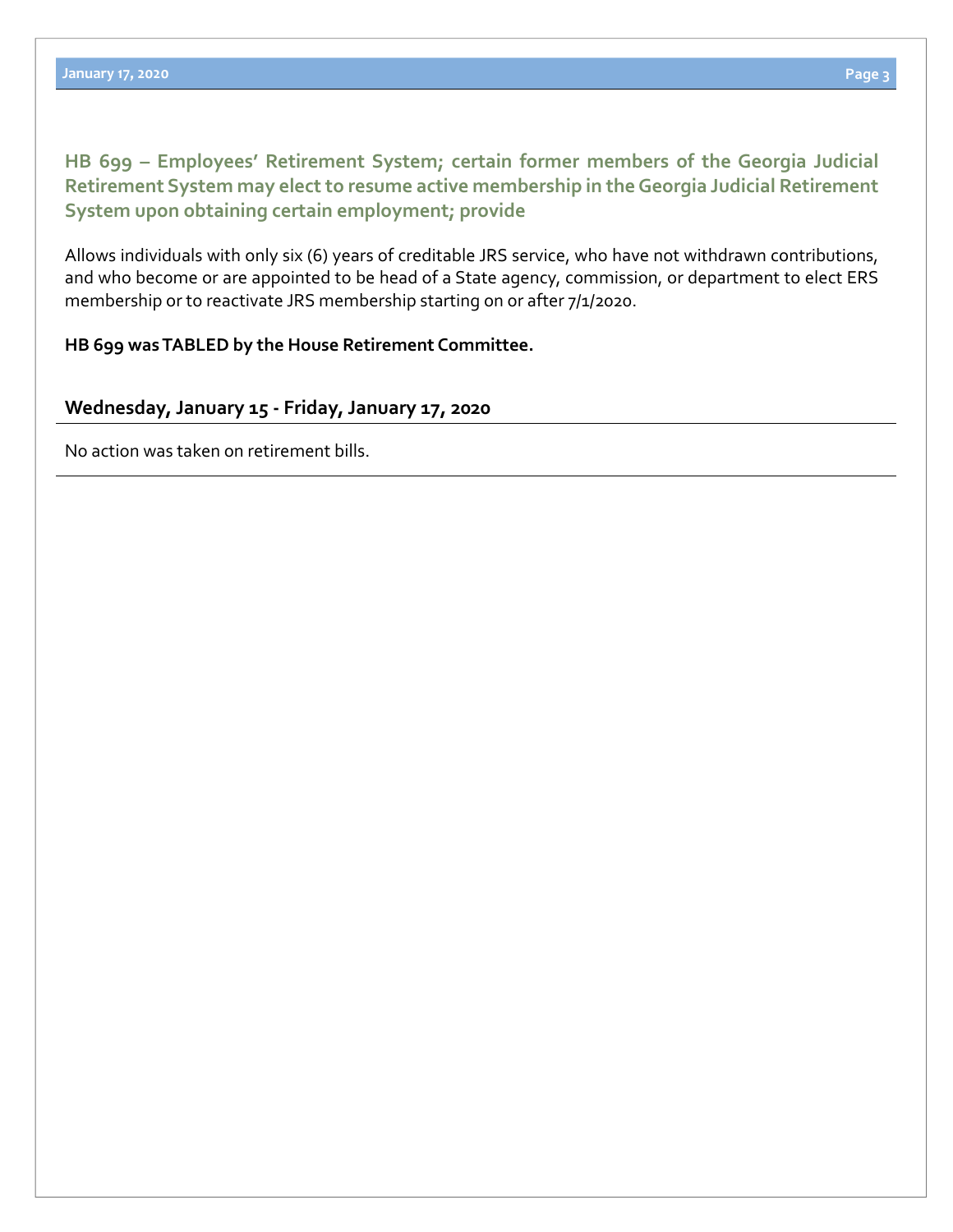## HB 699 – Employees' Retirement System; certain former members of the Georgia Judicial Retirement System may elect to resume active membership in the Georgia Judicial Retirement System upon obtaining certain employment; provide

Allows individuals with only six (6) years of creditable JRS service, who have not withdrawn contributions, and who become or are appointed to be head of a State agency, commission, or department to elect ERS membership or to reactivate JRS membership starting on or after 7/1/2020.

**HB 699 was TABLED by the House Retirement Committee.**

## Wednesday, January 15 - Friday, January 17, 2020

No action was taken on retirement bills.